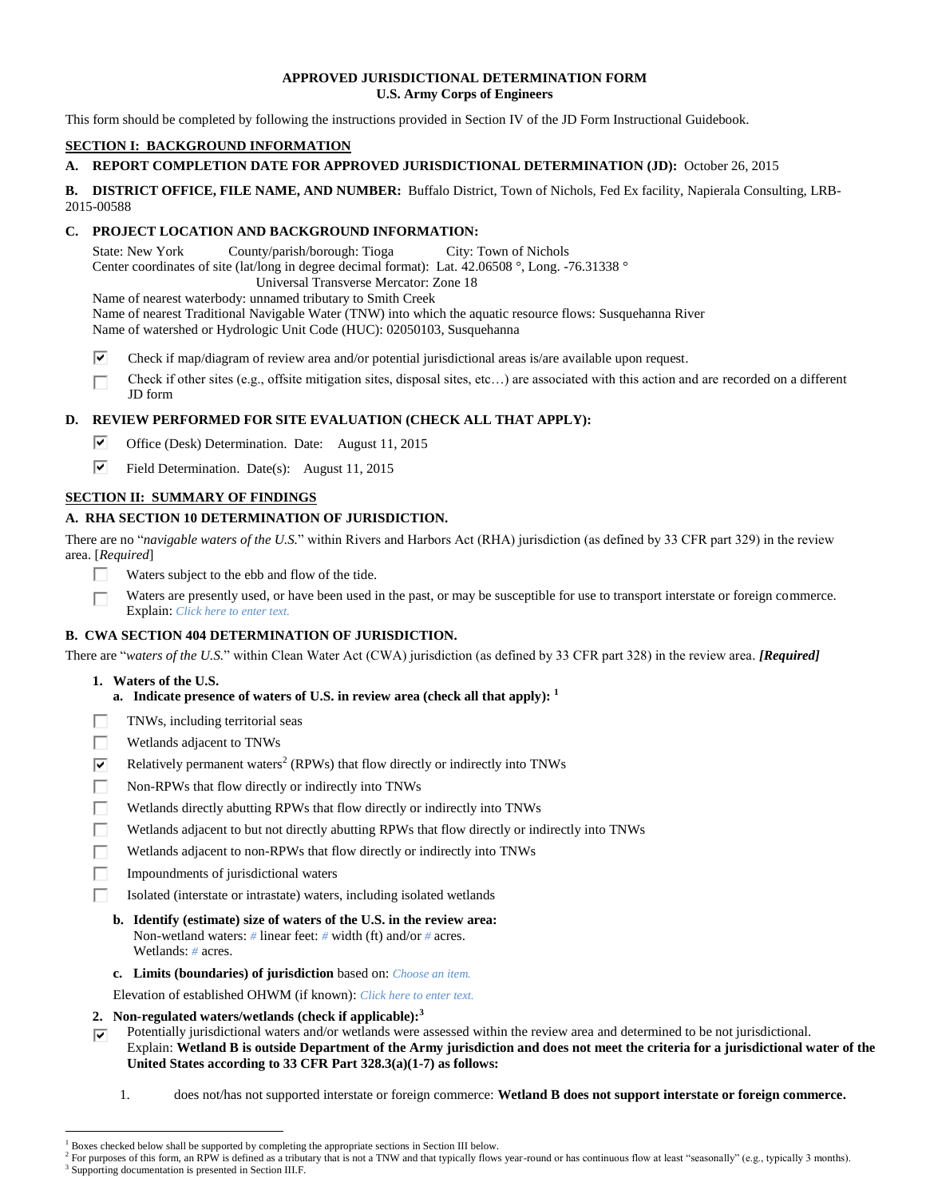**APPROVED JURISDICTIONAL DETERMINATION FORM**
**U.S. Army Corps of Engineers**

This form should be completed by following the instructions provided in Section IV of the JD Form Instructional Guidebook.

## SECTION I: BACKGROUND INFORMATION

**A. REPORT COMPLETION DATE FOR APPROVED JURISDICTIONAL DETERMINATION (JD):** October 26, 2015

**B. DISTRICT OFFICE, FILE NAME, AND NUMBER:** Buffalo District, Town of Nichols, Fed Ex facility, Napierala Consulting, LRB-2015-00588

**C. PROJECT LOCATION AND BACKGROUND INFORMATION:**

State: New York County/parish/borough: Tioga City: Town of Nichols
Center coordinates of site (lat/long in degree decimal format): Lat. 42.06508 °, Long. -76.31338 °
Universal Transverse Mercator: Zone 18
Name of nearest waterbody: unnamed tributary to Smith Creek
Name of nearest Traditional Navigable Water (TNW) into which the aquatic resource flows: Susquehanna River
Name of watershed or Hydrologic Unit Code (HUC): 02050103, Susquehanna

- [x] Check if map/diagram of review area and/or potential jurisdictional areas is/are available upon request.
- [ ] Check if other sites (e.g., offsite mitigation sites, disposal sites, etc…) are associated with this action and are recorded on a different JD form

**D. REVIEW PERFORMED FOR SITE EVALUATION (CHECK ALL THAT APPLY):**

- [x] Office (Desk) Determination. Date: August 11, 2015
- [x] Field Determination. Date(s): August 11, 2015

## SECTION II: SUMMARY OF FINDINGS

**A. RHA SECTION 10 DETERMINATION OF JURISDICTION.**

There are no "*navigable waters of the U.S.*" within Rivers and Harbors Act (RHA) jurisdiction (as defined by 33 CFR part 329) in the review area. [*Required*]

- [ ] Waters subject to the ebb and flow of the tide.
- [ ] Waters are presently used, or have been used in the past, or may be susceptible for use to transport interstate or foreign commerce. Explain: *Click here to enter text.*

**B. CWA SECTION 404 DETERMINATION OF JURISDICTION.**

There are "*waters of the U.S.*" within Clean Water Act (CWA) jurisdiction (as defined by 33 CFR part 328) in the review area. ***[Required]***

**1. Waters of the U.S.**

**a. Indicate presence of waters of U.S. in review area (check all that apply):** [1]

- [ ] TNWs, including territorial seas
- [ ] Wetlands adjacent to TNWs
- [x] Relatively permanent waters[2] (RPWs) that flow directly or indirectly into TNWs
- [ ] Non-RPWs that flow directly or indirectly into TNWs
- [ ] Wetlands directly abutting RPWs that flow directly or indirectly into TNWs
- [ ] Wetlands adjacent to but not directly abutting RPWs that flow directly or indirectly into TNWs
- [ ] Wetlands adjacent to non-RPWs that flow directly or indirectly into TNWs
- [ ] Impoundments of jurisdictional waters
- [ ] Isolated (interstate or intrastate) waters, including isolated wetlands

**b. Identify (estimate) size of waters of the U.S. in the review area:**
Non-wetland waters: # linear feet: # width (ft) and/or # acres.
Wetlands: # acres.

**c. Limits (boundaries) of jurisdiction** based on: *Choose an item.*

Elevation of established OHWM (if known): *Click here to enter text.*

**2. Non-regulated waters/wetlands (check if applicable):**[3]

- [x] Potentially jurisdictional waters and/or wetlands were assessed within the review area and determined to be not jurisdictional. Explain: **Wetland B is outside Department of the Army jurisdiction and does not meet the criteria for a jurisdictional water of the United States according to 33 CFR Part 328.3(a)(1-7) as follows:**

1. does not/has not supported interstate or foreign commerce: **Wetland B does not support interstate or foreign commerce.**

---

[1] Boxes checked below shall be supported by completing the appropriate sections in Section III below.
[2] For purposes of this form, an RPW is defined as a tributary that is not a TNW and that typically flows year-round or has continuous flow at least "seasonally" (e.g., typically 3 months).
[3] Supporting documentation is presented in Section III.F.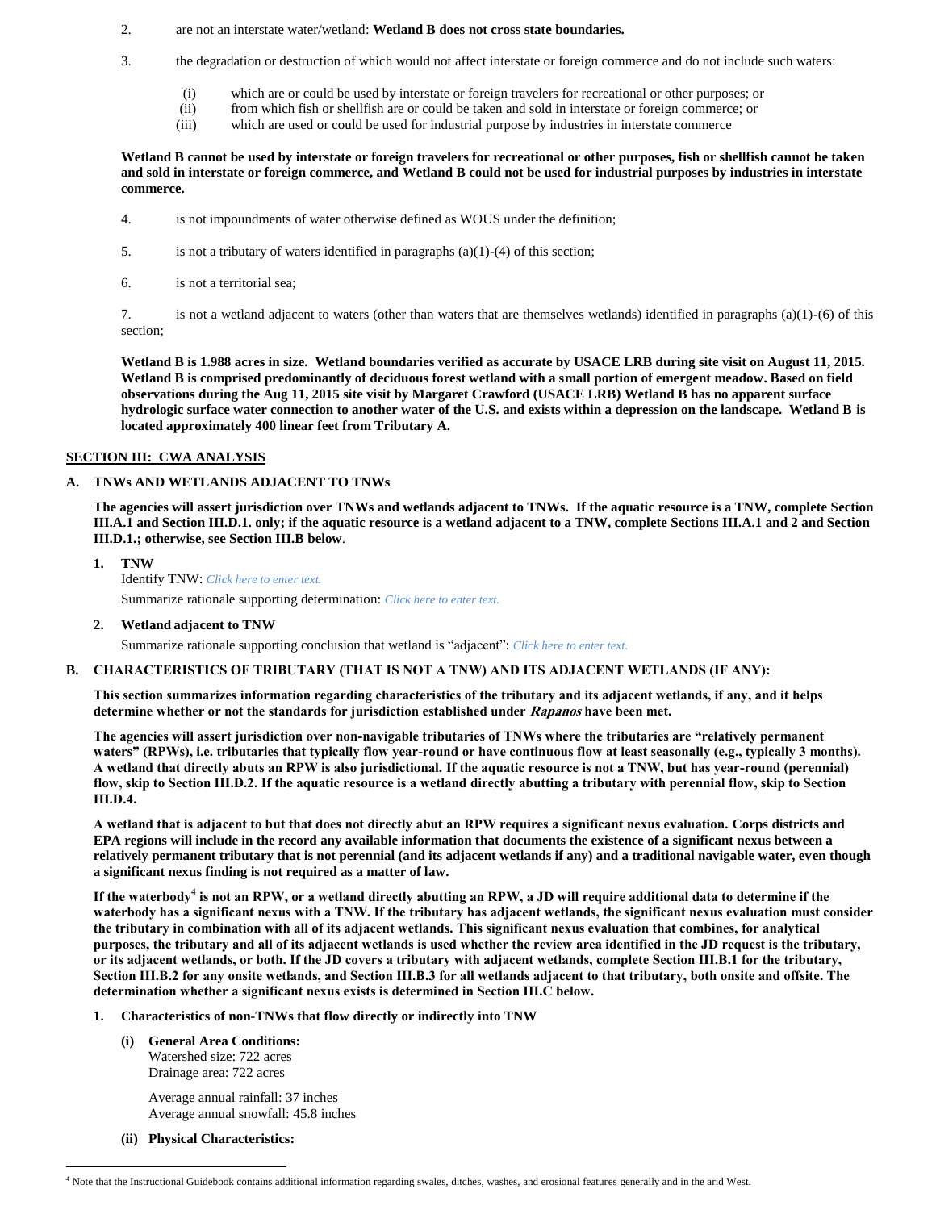2. are not an interstate water/wetland: **Wetland B does not cross state boundaries.**

3. the degradation or destruction of which would not affect interstate or foreign commerce and do not include such waters:

   (i) which are or could be used by interstate or foreign travelers for recreational or other purposes; or
   (ii) from which fish or shellfish are or could be taken and sold in interstate or foreign commerce; or
   (iii) which are used or could be used for industrial purpose by industries in interstate commerce

**Wetland B cannot be used by interstate or foreign travelers for recreational or other purposes, fish or shellfish cannot be taken and sold in interstate or foreign commerce, and Wetland B could not be used for industrial purposes by industries in interstate commerce.**

4. is not impoundments of water otherwise defined as WOUS under the definition;

5. is not a tributary of waters identified in paragraphs (a)(1)-(4) of this section;

6. is not a territorial sea;

7. is not a wetland adjacent to waters (other than waters that are themselves wetlands) identified in paragraphs (a)(1)-(6) of this section;

**Wetland B is 1.988 acres in size. Wetland boundaries verified as accurate by USACE LRB during site visit on August 11, 2015. Wetland B is comprised predominantly of deciduous forest wetland with a small portion of emergent meadow. Based on field observations during the Aug 11, 2015 site visit by Margaret Crawford (USACE LRB) Wetland B has no apparent surface hydrologic surface water connection to another water of the U.S. and exists within a depression on the landscape. Wetland B is located approximately 400 linear feet from Tributary A.**

## SECTION III: CWA ANALYSIS

### A. TNWs AND WETLANDS ADJACENT TO TNWs

**The agencies will assert jurisdiction over TNWs and wetlands adjacent to TNWs. If the aquatic resource is a TNW, complete Section III.A.1 and Section III.D.1. only; if the aquatic resource is a wetland adjacent to a TNW, complete Sections III.A.1 and 2 and Section III.D.1.; otherwise, see Section III.B below.**

**1. TNW**

Identify TNW: *Click here to enter text.*

Summarize rationale supporting determination: *Click here to enter text.*

**2. Wetland adjacent to TNW**

Summarize rationale supporting conclusion that wetland is "adjacent": *Click here to enter text.*

### B. CHARACTERISTICS OF TRIBUTARY (THAT IS NOT A TNW) AND ITS ADJACENT WETLANDS (IF ANY):

**This section summarizes information regarding characteristics of the tributary and its adjacent wetlands, if any, and it helps determine whether or not the standards for jurisdiction established under *Rapanos* have been met.**

**The agencies will assert jurisdiction over non-navigable tributaries of TNWs where the tributaries are "relatively permanent waters" (RPWs), i.e. tributaries that typically flow year-round or have continuous flow at least seasonally (e.g., typically 3 months). A wetland that directly abuts an RPW is also jurisdictional. If the aquatic resource is not a TNW, but has year-round (perennial) flow, skip to Section III.D.2. If the aquatic resource is a wetland directly abutting a tributary with perennial flow, skip to Section III.D.4.**

**A wetland that is adjacent to but that does not directly abut an RPW requires a significant nexus evaluation. Corps districts and EPA regions will include in the record any available information that documents the existence of a significant nexus between a relatively permanent tributary that is not perennial (and its adjacent wetlands if any) and a traditional navigable water, even though a significant nexus finding is not required as a matter of law.**

**If the waterbody[4] is not an RPW, or a wetland directly abutting an RPW, a JD will require additional data to determine if the waterbody has a significant nexus with a TNW. If the tributary has adjacent wetlands, the significant nexus evaluation must consider the tributary in combination with all of its adjacent wetlands. This significant nexus evaluation that combines, for analytical purposes, the tributary and all of its adjacent wetlands is used whether the review area identified in the JD request is the tributary, or its adjacent wetlands, or both. If the JD covers a tributary with adjacent wetlands, complete Section III.B.1 for the tributary, Section III.B.2 for any onsite wetlands, and Section III.B.3 for all wetlands adjacent to that tributary, both onsite and offsite. The determination whether a significant nexus exists is determined in Section III.C below.**

**1. Characteristics of non-TNWs that flow directly or indirectly into TNW**

**(i) General Area Conditions:**

Watershed size: 722 acres
Drainage area: 722 acres

Average annual rainfall: 37 inches
Average annual snowfall: 45.8 inches

**(ii) Physical Characteristics:**

---

[4] Note that the Instructional Guidebook contains additional information regarding swales, ditches, washes, and erosional features generally and in the arid West.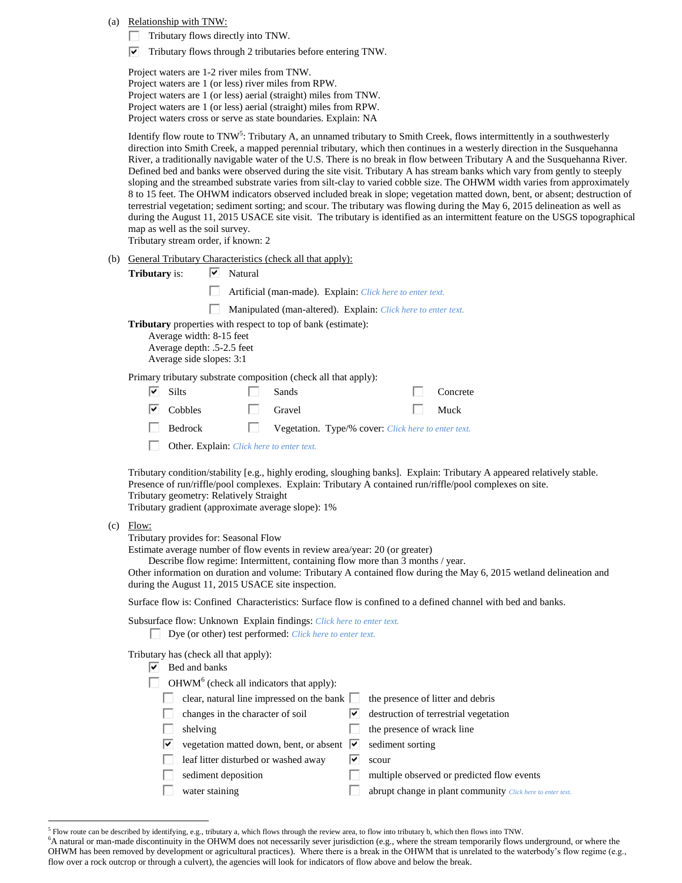(a) Relationship with TNW:

- ☐ Tributary flows directly into TNW.
- ☑ Tributary flows through 2 tributaries before entering TNW.

Project waters are 1-2 river miles from TNW.
Project waters are 1 (or less) river miles from RPW.
Project waters are 1 (or less) aerial (straight) miles from TNW.
Project waters are 1 (or less) aerial (straight) miles from RPW.
Project waters cross or serve as state boundaries. Explain: NA

Identify flow route to TNW[5]: Tributary A, an unnamed tributary to Smith Creek, flows intermittently in a southwesterly direction into Smith Creek, a mapped perennial tributary, which then continues in a westerly direction in the Susquehanna River, a traditionally navigable water of the U.S. There is no break in flow between Tributary A and the Susquehanna River. Defined bed and banks were observed during the site visit. Tributary A has stream banks which vary from gently to steeply sloping and the streambed substrate varies from silt-clay to varied cobble size. The OHWM width varies from approximately 8 to 15 feet. The OHWM indicators observed included break in slope; vegetation matted down, bent, or absent; destruction of terrestrial vegetation; sediment sorting; and scour. The tributary was flowing during the May 6, 2015 delineation as well as during the August 11, 2015 USACE site visit. The tributary is identified as an intermittent feature on the USGS topographical map as well as the soil survey.
Tributary stream order, if known: 2

(b) General Tributary Characteristics (check all that apply):

**Tributary** is:
- ☑ Natural
- ☐ Artificial (man-made). Explain: *Click here to enter text.*
- ☐ Manipulated (man-altered). Explain: *Click here to enter text.*

**Tributary** properties with respect to top of bank (estimate):
Average width: 8-15 feet
Average depth: .5-2.5 feet
Average side slopes: 3:1

Primary tributary substrate composition (check all that apply):

| | | |
|---|---|---|
| ☑ Silts | ☐ Sands | ☐ Concrete |
| ☑ Cobbles | ☐ Gravel | ☐ Muck |
| ☐ Bedrock | ☐ Vegetation. Type/% cover: *Click here to enter text.* | |

☐ Other. Explain: *Click here to enter text.*

Tributary condition/stability [e.g., highly eroding, sloughing banks]. Explain: Tributary A appeared relatively stable.
Presence of run/riffle/pool complexes. Explain: Tributary A contained run/riffle/pool complexes on site.
Tributary geometry: Relatively Straight
Tributary gradient (approximate average slope): 1%

(c) Flow:

Tributary provides for: Seasonal Flow
Estimate average number of flow events in review area/year: 20 (or greater)
Describe flow regime: Intermittent, containing flow more than 3 months / year.
Other information on duration and volume: Tributary A contained flow during the May 6, 2015 wetland delineation and during the August 11, 2015 USACE site inspection.

Surface flow is: Confined Characteristics: Surface flow is confined to a defined channel with bed and banks.

Subsurface flow: Unknown Explain findings: *Click here to enter text.*
☐ Dye (or other) test performed: *Click here to enter text.*

Tributary has (check all that apply):
- ☑ Bed and banks
- ☐ OHWM[6] (check all indicators that apply):

| | |
|---|---|
| ☐ clear, natural line impressed on the bank | ☐ the presence of litter and debris |
| ☐ changes in the character of soil | ☑ destruction of terrestrial vegetation |
| ☐ shelving | ☐ the presence of wrack line |
| ☑ vegetation matted down, bent, or absent | ☑ sediment sorting |
| ☐ leaf litter disturbed or washed away | ☑ scour |
| ☐ sediment deposition | ☐ multiple observed or predicted flow events |
| ☐ water staining | ☐ abrupt change in plant community *Click here to enter text.* |

[5] Flow route can be described by identifying, e.g., tributary a, which flows through the review area, to flow into tributary b, which then flows into TNW.
[6] A natural or man-made discontinuity in the OHWM does not necessarily sever jurisdiction (e.g., where the stream temporarily flows underground, or where the OHWM has been removed by development or agricultural practices). Where there is a break in the OHWM that is unrelated to the waterbody's flow regime (e.g., flow over a rock outcrop or through a culvert), the agencies will look for indicators of flow above and below the break.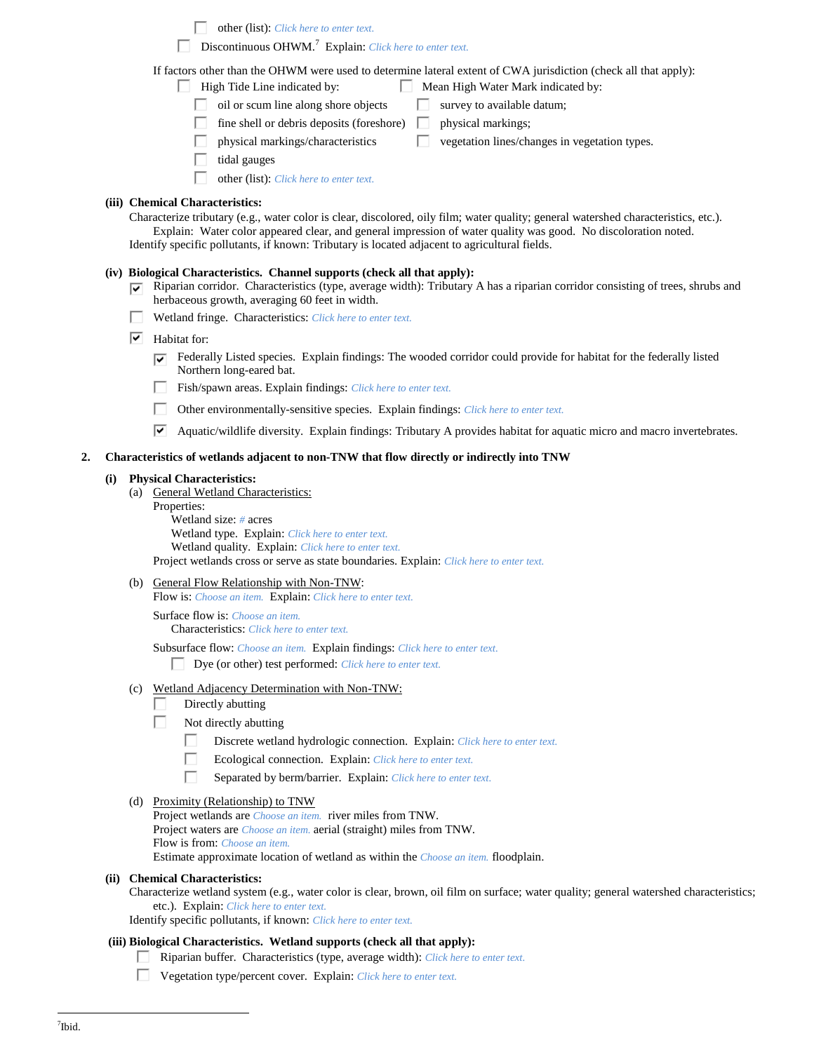- [ ] other (list): *Click here to enter text.*
- [ ] Discontinuous OHWM.[7] Explain: *Click here to enter text.*

If factors other than the OHWM were used to determine lateral extent of CWA jurisdiction (check all that apply):

- [ ] High Tide Line indicated by:
  - [ ] oil or scum line along shore objects
  - [ ] fine shell or debris deposits (foreshore)
  - [ ] physical markings/characteristics
  - [ ] tidal gauges
  - [ ] other (list): *Click here to enter text.*
- [ ] Mean High Water Mark indicated by:
  - [ ] survey to available datum;
  - [ ] physical markings;
  - [ ] vegetation lines/changes in vegetation types.

**(iii) Chemical Characteristics:**

Characterize tributary (e.g., water color is clear, discolored, oily film; water quality; general watershed characteristics, etc.).
Explain: Water color appeared clear, and general impression of water quality was good. No discoloration noted.
Identify specific pollutants, if known: Tributary is located adjacent to agricultural fields.

**(iv) Biological Characteristics. Channel supports (check all that apply):**

- [x] Riparian corridor. Characteristics (type, average width): Tributary A has a riparian corridor consisting of trees, shrubs and herbaceous growth, averaging 60 feet in width.
- [ ] Wetland fringe. Characteristics: *Click here to enter text.*
- [x] Habitat for:
  - [x] Federally Listed species. Explain findings: The wooded corridor could provide for habitat for the federally listed Northern long-eared bat.
  - [ ] Fish/spawn areas. Explain findings: *Click here to enter text.*
  - [ ] Other environmentally-sensitive species. Explain findings: *Click here to enter text.*
  - [x] Aquatic/wildlife diversity. Explain findings: Tributary A provides habitat for aquatic micro and macro invertebrates.

**2. Characteristics of wetlands adjacent to non-TNW that flow directly or indirectly into TNW**

**(i) Physical Characteristics:**

(a) General Wetland Characteristics:

Properties:

Wetland size: *#* acres
Wetland type. Explain: *Click here to enter text.*
Wetland quality. Explain: *Click here to enter text.*

Project wetlands cross or serve as state boundaries. Explain: *Click here to enter text.*

(b) General Flow Relationship with Non-TNW:

Flow is: *Choose an item.* Explain: *Click here to enter text.*

Surface flow is: *Choose an item.*
Characteristics: *Click here to enter text.*

Subsurface flow: *Choose an item.* Explain findings: *Click here to enter text.*

- [ ] Dye (or other) test performed: *Click here to enter text.*

(c) Wetland Adjacency Determination with Non-TNW:

- [ ] Directly abutting
- [ ] Not directly abutting
  - [ ] Discrete wetland hydrologic connection. Explain: *Click here to enter text.*
  - [ ] Ecological connection. Explain: *Click here to enter text.*
  - [ ] Separated by berm/barrier. Explain: *Click here to enter text.*

(d) Proximity (Relationship) to TNW

Project wetlands are *Choose an item.* river miles from TNW.
Project waters are *Choose an item.* aerial (straight) miles from TNW.
Flow is from: *Choose an item.*
Estimate approximate location of wetland as within the *Choose an item.* floodplain.

**(ii) Chemical Characteristics:**

Characterize wetland system (e.g., water color is clear, brown, oil film on surface; water quality; general watershed characteristics; etc.). Explain: *Click here to enter text.*
Identify specific pollutants, if known: *Click here to enter text.*

**(iii) Biological Characteristics. Wetland supports (check all that apply):**

- [ ] Riparian buffer. Characteristics (type, average width): *Click here to enter text.*
- [ ] Vegetation type/percent cover. Explain: *Click here to enter text.*

[7]Ibid.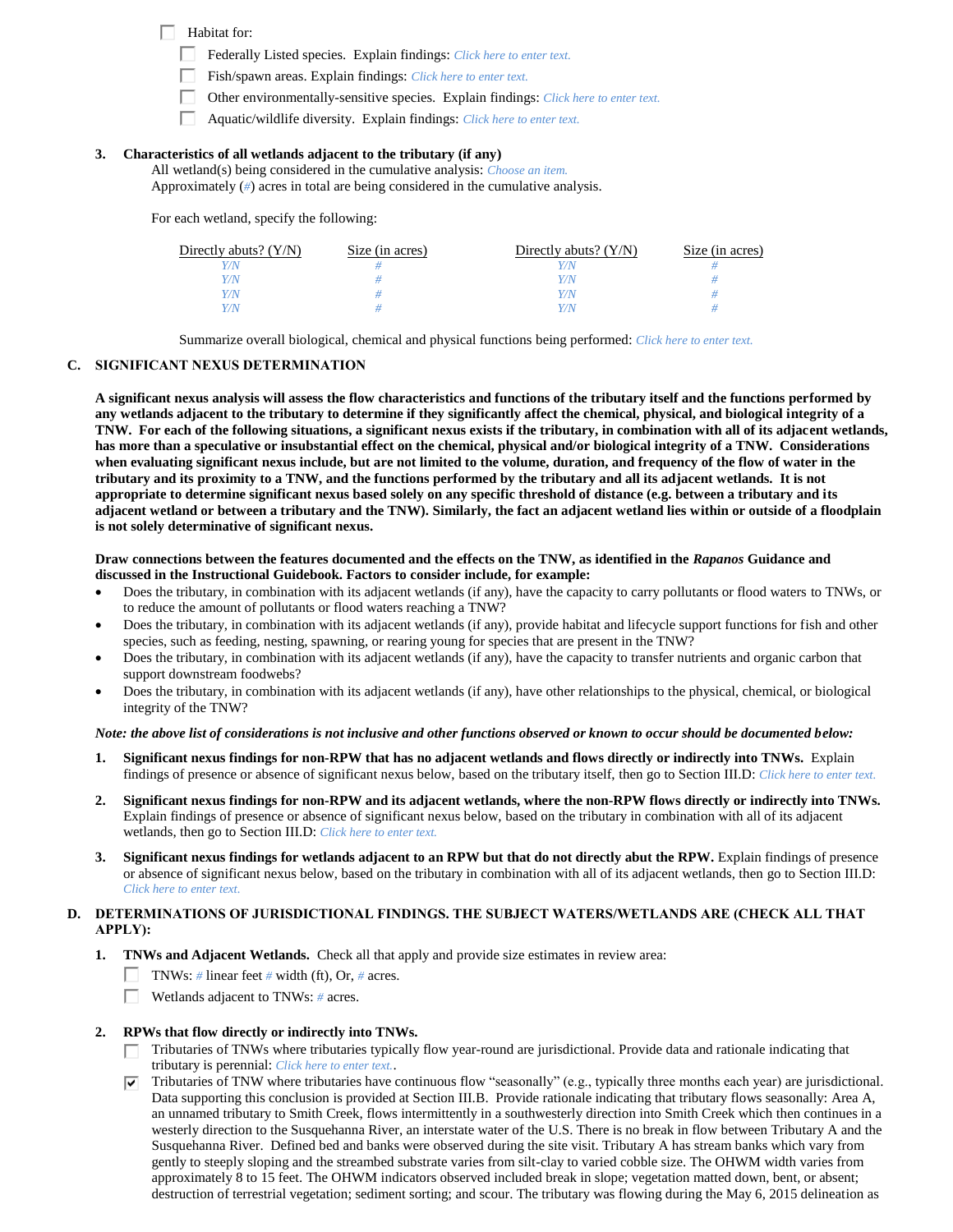☐ Habitat for:

☐ Federally Listed species. Explain findings: *Click here to enter text.*

☐ Fish/spawn areas. Explain findings: *Click here to enter text.*

☐ Other environmentally-sensitive species. Explain findings: *Click here to enter text.*

☐ Aquatic/wildlife diversity. Explain findings: *Click here to enter text.*

**3. Characteristics of all wetlands adjacent to the tributary (if any)**

All wetland(s) being considered in the cumulative analysis: *Choose an item.*

Approximately (*#*) acres in total are being considered in the cumulative analysis.

For each wetland, specify the following:

| Directly abuts? (Y/N) | Size (in acres) | Directly abuts? (Y/N) | Size (in acres) |
|---|---|---|---|
| *Y/N* | *#* | *Y/N* | *#* |
| *Y/N* | *#* | *Y/N* | *#* |
| *Y/N* | *#* | *Y/N* | *#* |
| *Y/N* | *#* | *Y/N* | *#* |

Summarize overall biological, chemical and physical functions being performed: *Click here to enter text.*

## C. SIGNIFICANT NEXUS DETERMINATION

**A significant nexus analysis will assess the flow characteristics and functions of the tributary itself and the functions performed by any wetlands adjacent to the tributary to determine if they significantly affect the chemical, physical, and biological integrity of a TNW. For each of the following situations, a significant nexus exists if the tributary, in combination with all of its adjacent wetlands, has more than a speculative or insubstantial effect on the chemical, physical and/or biological integrity of a TNW. Considerations when evaluating significant nexus include, but are not limited to the volume, duration, and frequency of the flow of water in the tributary and its proximity to a TNW, and the functions performed by the tributary and all its adjacent wetlands. It is not appropriate to determine significant nexus based solely on any specific threshold of distance (e.g. between a tributary and its adjacent wetland or between a tributary and the TNW). Similarly, the fact an adjacent wetland lies within or outside of a floodplain is not solely determinative of significant nexus.**

**Draw connections between the features documented and the effects on the TNW, as identified in the *Rapanos* Guidance and discussed in the Instructional Guidebook. Factors to consider include, for example:**

- Does the tributary, in combination with its adjacent wetlands (if any), have the capacity to carry pollutants or flood waters to TNWs, or to reduce the amount of pollutants or flood waters reaching a TNW?
- Does the tributary, in combination with its adjacent wetlands (if any), provide habitat and lifecycle support functions for fish and other species, such as feeding, nesting, spawning, or rearing young for species that are present in the TNW?
- Does the tributary, in combination with its adjacent wetlands (if any), have the capacity to transfer nutrients and organic carbon that support downstream foodwebs?
- Does the tributary, in combination with its adjacent wetlands (if any), have other relationships to the physical, chemical, or biological integrity of the TNW?

***Note: the above list of considerations is not inclusive and other functions observed or known to occur should be documented below:***

1. **Significant nexus findings for non-RPW that has no adjacent wetlands and flows directly or indirectly into TNWs.** Explain findings of presence or absence of significant nexus below, based on the tributary itself, then go to Section III.D: *Click here to enter text.*

2. **Significant nexus findings for non-RPW and its adjacent wetlands, where the non-RPW flows directly or indirectly into TNWs.** Explain findings of presence or absence of significant nexus below, based on the tributary in combination with all of its adjacent wetlands, then go to Section III.D: *Click here to enter text.*

3. **Significant nexus findings for wetlands adjacent to an RPW but that do not directly abut the RPW.** Explain findings of presence or absence of significant nexus below, based on the tributary in combination with all of its adjacent wetlands, then go to Section III.D: *Click here to enter text.*

## D. DETERMINATIONS OF JURISDICTIONAL FINDINGS. THE SUBJECT WATERS/WETLANDS ARE (CHECK ALL THAT APPLY):

**1. TNWs and Adjacent Wetlands.** Check all that apply and provide size estimates in review area:

☐ TNWs: *#* linear feet *#* width (ft), Or, *#* acres.

☐ Wetlands adjacent to TNWs: *#* acres.

**2. RPWs that flow directly or indirectly into TNWs.**

☐ Tributaries of TNWs where tributaries typically flow year-round are jurisdictional. Provide data and rationale indicating that tributary is perennial: *Click here to enter text.*.

☑ Tributaries of TNW where tributaries have continuous flow "seasonally" (e.g., typically three months each year) are jurisdictional. Data supporting this conclusion is provided at Section III.B. Provide rationale indicating that tributary flows seasonally: Area A, an unnamed tributary to Smith Creek, flows intermittently in a southwesterly direction into Smith Creek which then continues in a westerly direction to the Susquehanna River, an interstate water of the U.S. There is no break in flow between Tributary A and the Susquehanna River. Defined bed and banks were observed during the site visit. Tributary A has stream banks which vary from gently to steeply sloping and the streambed substrate varies from silt-clay to varied cobble size. The OHWM width varies from approximately 8 to 15 feet. The OHWM indicators observed included break in slope; vegetation matted down, bent, or absent; destruction of terrestrial vegetation; sediment sorting; and scour. The tributary was flowing during the May 6, 2015 delineation as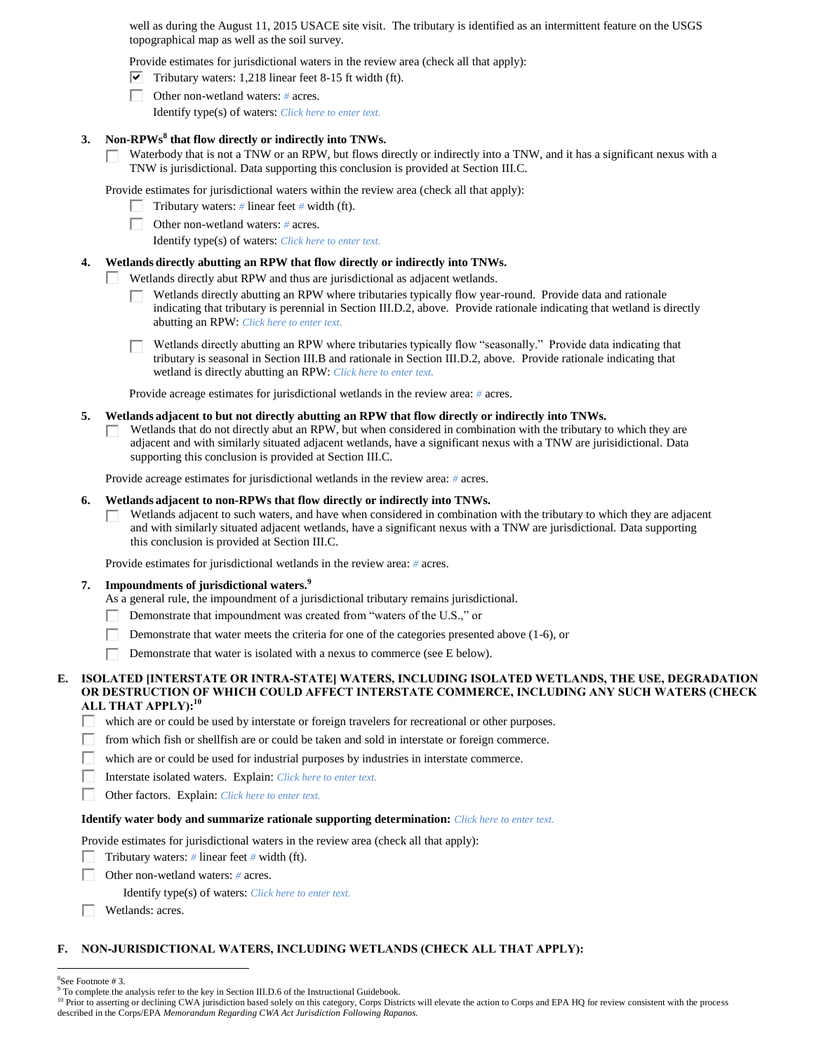well as during the August 11, 2015 USACE site visit. The tributary is identified as an intermittent feature on the USGS topographical map as well as the soil survey.

Provide estimates for jurisdictional waters in the review area (check all that apply):

- [x] Tributary waters: 1,218 linear feet 8-15 ft width (ft).
- [ ] Other non-wetland waters: # acres.

  Identify type(s) of waters: *Click here to enter text.*

**3. Non-RPWs[8] that flow directly or indirectly into TNWs.**

- [ ] Waterbody that is not a TNW or an RPW, but flows directly or indirectly into a TNW, and it has a significant nexus with a TNW is jurisdictional. Data supporting this conclusion is provided at Section III.C.

Provide estimates for jurisdictional waters within the review area (check all that apply):

- [ ] Tributary waters: # linear feet # width (ft).
- [ ] Other non-wetland waters: # acres.

  Identify type(s) of waters: *Click here to enter text.*

**4. Wetlands directly abutting an RPW that flow directly or indirectly into TNWs.**

- [ ] Wetlands directly abut RPW and thus are jurisdictional as adjacent wetlands.
  - [ ] Wetlands directly abutting an RPW where tributaries typically flow year-round. Provide data and rationale indicating that tributary is perennial in Section III.D.2, above. Provide rationale indicating that wetland is directly abutting an RPW: *Click here to enter text.*
  - [ ] Wetlands directly abutting an RPW where tributaries typically flow "seasonally." Provide data indicating that tributary is seasonal in Section III.B and rationale in Section III.D.2, above. Provide rationale indicating that wetland is directly abutting an RPW: *Click here to enter text.*

Provide acreage estimates for jurisdictional wetlands in the review area: # acres.

**5. Wetlands adjacent to but not directly abutting an RPW that flow directly or indirectly into TNWs.**

- [ ] Wetlands that do not directly abut an RPW, but when considered in combination with the tributary to which they are adjacent and with similarly situated adjacent wetlands, have a significant nexus with a TNW are jurisidictional. Data supporting this conclusion is provided at Section III.C.

Provide acreage estimates for jurisdictional wetlands in the review area: # acres.

**6. Wetlands adjacent to non-RPWs that flow directly or indirectly into TNWs.**

- [ ] Wetlands adjacent to such waters, and have when considered in combination with the tributary to which they are adjacent and with similarly situated adjacent wetlands, have a significant nexus with a TNW are jurisdictional. Data supporting this conclusion is provided at Section III.C.

Provide estimates for jurisdictional wetlands in the review area: # acres.

**7. Impoundments of jurisdictional waters.[9]**

As a general rule, the impoundment of a jurisdictional tributary remains jurisdictional.

- [ ] Demonstrate that impoundment was created from "waters of the U.S.," or
- [ ] Demonstrate that water meets the criteria for one of the categories presented above (1-6), or
- [ ] Demonstrate that water is isolated with a nexus to commerce (see E below).

## E. ISOLATED [INTERSTATE OR INTRA-STATE] WATERS, INCLUDING ISOLATED WETLANDS, THE USE, DEGRADATION OR DESTRUCTION OF WHICH COULD AFFECT INTERSTATE COMMERCE, INCLUDING ANY SUCH WATERS (CHECK ALL THAT APPLY):[10]

- [ ] which are or could be used by interstate or foreign travelers for recreational or other purposes.
- [ ] from which fish or shellfish are or could be taken and sold in interstate or foreign commerce.
- [ ] which are or could be used for industrial purposes by industries in interstate commerce.
- [ ] Interstate isolated waters. Explain: *Click here to enter text.*
- [ ] Other factors. Explain: *Click here to enter text.*

**Identify water body and summarize rationale supporting determination:** *Click here to enter text.*

Provide estimates for jurisdictional waters in the review area (check all that apply):

- [ ] Tributary waters: # linear feet # width (ft).
- [ ] Other non-wetland waters: # acres.

  Identify type(s) of waters: *Click here to enter text.*

- [ ] Wetlands: acres.

## F. NON-JURISDICTIONAL WATERS, INCLUDING WETLANDS (CHECK ALL THAT APPLY):

---

[8] See Footnote # 3.

[9] To complete the analysis refer to the key in Section III.D.6 of the Instructional Guidebook.

[10] Prior to asserting or declining CWA jurisdiction based solely on this category, Corps Districts will elevate the action to Corps and EPA HQ for review consistent with the process described in the Corps/EPA *Memorandum Regarding CWA Act Jurisdiction Following Rapanos.*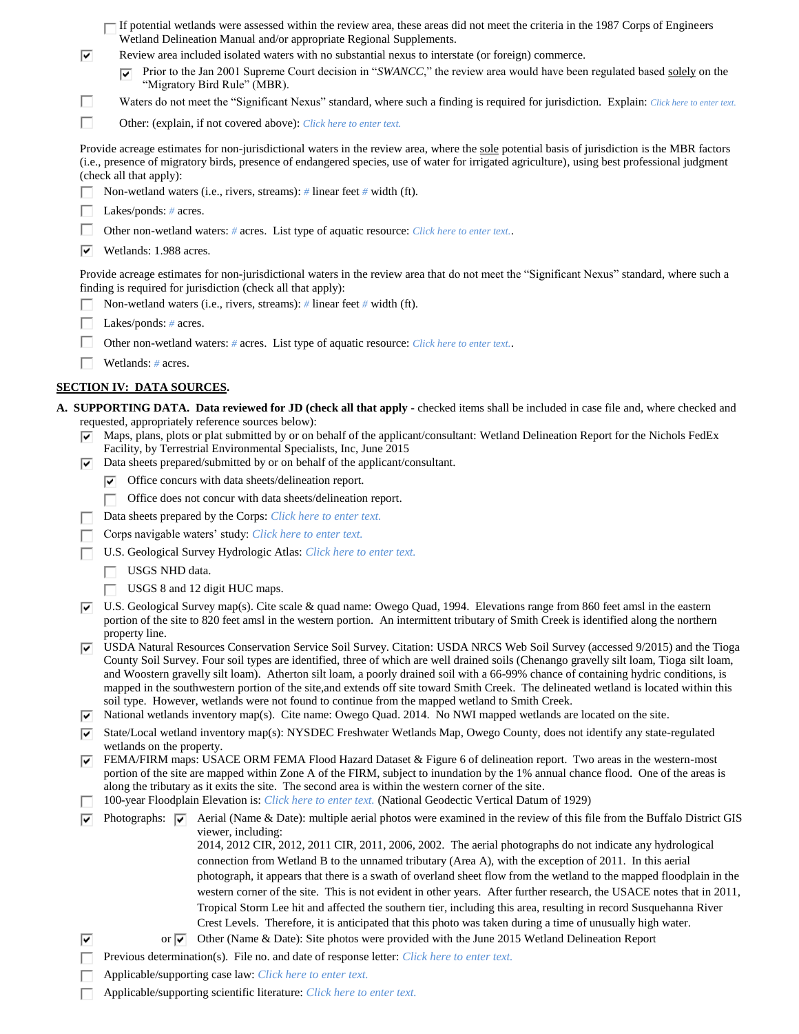- [ ] If potential wetlands were assessed within the review area, these areas did not meet the criteria in the 1987 Corps of Engineers Wetland Delineation Manual and/or appropriate Regional Supplements.
- [x] Review area included isolated waters with no substantial nexus to interstate (or foreign) commerce.
  - [x] Prior to the Jan 2001 Supreme Court decision in "*SWANCC*," the review area would have been regulated based solely on the "Migratory Bird Rule" (MBR).
- [ ] Waters do not meet the "Significant Nexus" standard, where such a finding is required for jurisdiction. Explain: Click here to enter text.
- [ ] Other: (explain, if not covered above): Click here to enter text.

Provide acreage estimates for non-jurisdictional waters in the review area, where the sole potential basis of jurisdiction is the MBR factors (i.e., presence of migratory birds, presence of endangered species, use of water for irrigated agriculture), using best professional judgment (check all that apply):

- [ ] Non-wetland waters (i.e., rivers, streams): # linear feet # width (ft).
- [ ] Lakes/ponds: # acres.
- [ ] Other non-wetland waters: # acres. List type of aquatic resource: Click here to enter text..
- [x] Wetlands: 1.988 acres.

Provide acreage estimates for non-jurisdictional waters in the review area that do not meet the "Significant Nexus" standard, where such a finding is required for jurisdiction (check all that apply):

- [ ] Non-wetland waters (i.e., rivers, streams): # linear feet # width (ft).
- [ ] Lakes/ponds: # acres.
- [ ] Other non-wetland waters: # acres. List type of aquatic resource: Click here to enter text..
- [ ] Wetlands: # acres.

## SECTION IV: DATA SOURCES.

**A. SUPPORTING DATA. Data reviewed for JD (check all that apply -** checked items shall be included in case file and, where checked and requested, appropriately reference sources below):

- [x] Maps, plans, plots or plat submitted by or on behalf of the applicant/consultant: Wetland Delineation Report for the Nichols FedEx Facility, by Terrestrial Environmental Specialists, Inc, June 2015
- [x] Data sheets prepared/submitted by or on behalf of the applicant/consultant.
  - [x] Office concurs with data sheets/delineation report.
  - [ ] Office does not concur with data sheets/delineation report.
- [ ] Data sheets prepared by the Corps: Click here to enter text.
- [ ] Corps navigable waters' study: Click here to enter text.
- [ ] U.S. Geological Survey Hydrologic Atlas: Click here to enter text.
  - [ ] USGS NHD data.
  - [ ] USGS 8 and 12 digit HUC maps.
- [x] U.S. Geological Survey map(s). Cite scale & quad name: Owego Quad, 1994. Elevations range from 860 feet amsl in the eastern portion of the site to 820 feet amsl in the western portion. An intermittent tributary of Smith Creek is identified along the northern property line.
- [x] USDA Natural Resources Conservation Service Soil Survey. Citation: USDA NRCS Web Soil Survey (accessed 9/2015) and the Tioga County Soil Survey. Four soil types are identified, three of which are well drained soils (Chenango gravelly silt loam, Tioga silt loam, and Woostern gravelly silt loam). Atherton silt loam, a poorly drained soil with a 66-99% chance of containing hydric conditions, is mapped in the southwestern portion of the site,and extends off site toward Smith Creek. The delineated wetland is located within this soil type. However, wetlands were not found to continue from the mapped wetland to Smith Creek.
- [x] National wetlands inventory map(s). Cite name: Owego Quad. 2014. No NWI mapped wetlands are located on the site.
- [x] State/Local wetland inventory map(s): NYSDEC Freshwater Wetlands Map, Owego County, does not identify any state-regulated wetlands on the property.
- [x] FEMA/FIRM maps: USACE ORM FEMA Flood Hazard Dataset & Figure 6 of delineation report. Two areas in the western-most portion of the site are mapped within Zone A of the FIRM, subject to inundation by the 1% annual chance flood. One of the areas is along the tributary as it exits the site. The second area is within the western corner of the site.
- [ ] 100-year Floodplain Elevation is: Click here to enter text. (National Geodectic Vertical Datum of 1929)
- [x] Photographs: [x] Aerial (Name & Date): multiple aerial photos were examined in the review of this file from the Buffalo District GIS viewer, including:
  2014, 2012 CIR, 2012, 2011 CIR, 2011, 2006, 2002. The aerial photographs do not indicate any hydrological connection from Wetland B to the unnamed tributary (Area A), with the exception of 2011. In this aerial photograph, it appears that there is a swath of overland sheet flow from the wetland to the mapped floodplain in the western corner of the site. This is not evident in other years. After further research, the USACE notes that in 2011, Tropical Storm Lee hit and affected the southern tier, including this area, resulting in record Susquehanna River Crest Levels. Therefore, it is anticipated that this photo was taken during a time of unusually high water.
- [x] or [x] Other (Name & Date): Site photos were provided with the June 2015 Wetland Delineation Report
- [ ] Previous determination(s). File no. and date of response letter: Click here to enter text.
- [ ] Applicable/supporting case law: Click here to enter text.
- [ ] Applicable/supporting scientific literature: Click here to enter text.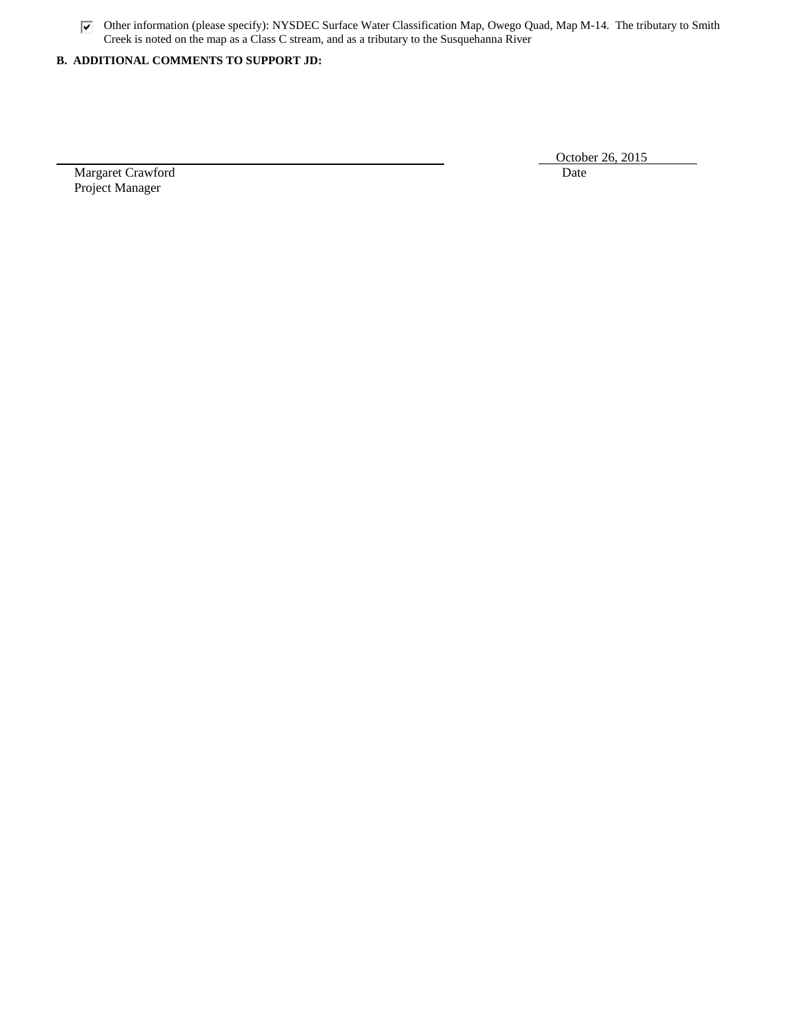☑ Other information (please specify): NYSDEC Surface Water Classification Map, Owego Quad, Map M-14. The tributary to Smith Creek is noted on the map as a Class C stream, and as a tributary to the Susquehanna River

**B. ADDITIONAL COMMENTS TO SUPPORT JD:**

Margaret Crawford
Project Manager

October 26, 2015
Date